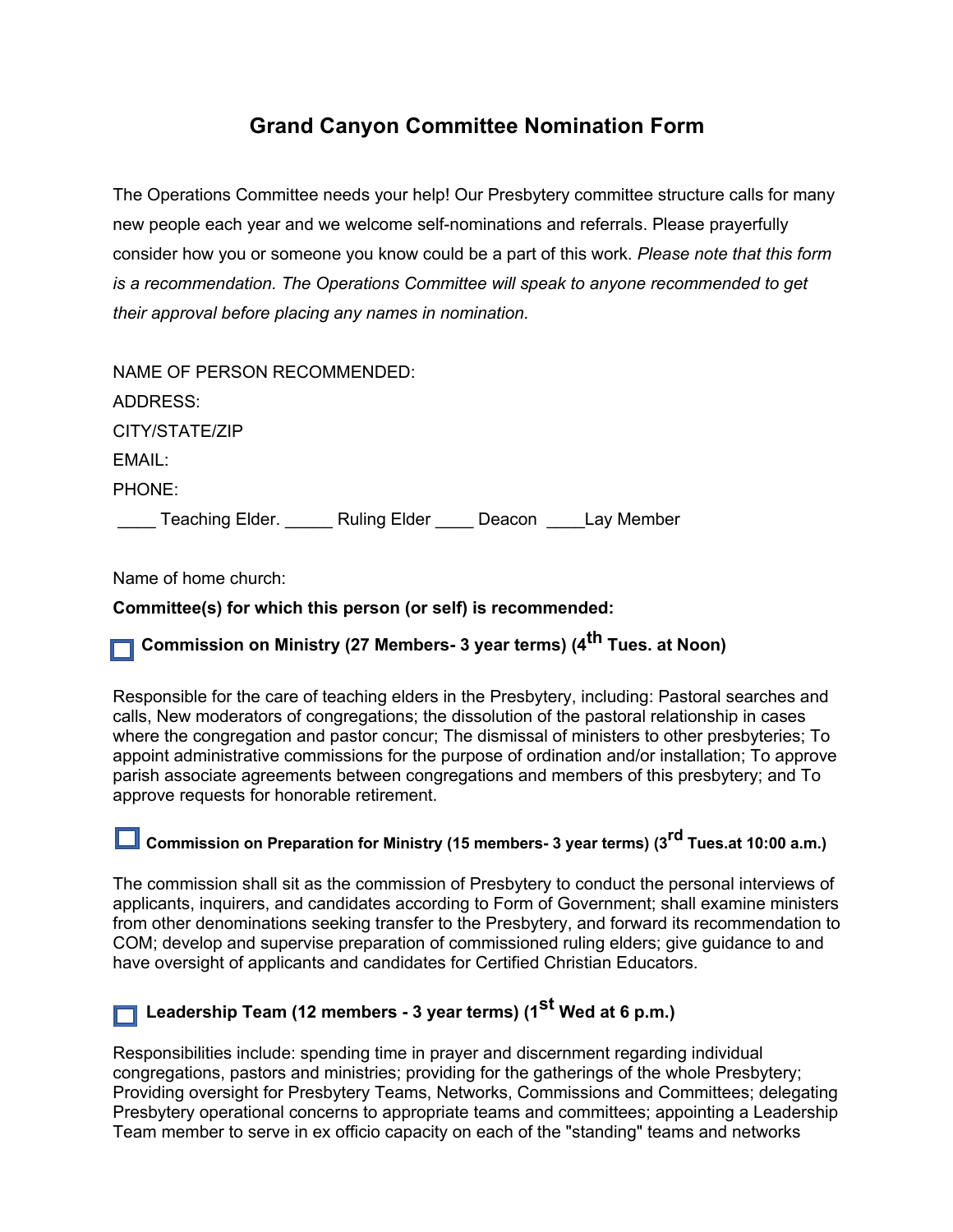# Grand Canyon Committee Nomination Form

The Operations Committee needs your help! Our Presbytery committee structure calls for many new people each year and we welcome self-nominations and referrals. Please prayerfully consider how you or someone you know could be a part of this work. *Please note that this form is a recommendation. The Operations Committee will speak to anyone recommended to get their approval before placing any names in nomination.*

NAME OF PERSON RECOMMENDED:

ADDRESS:

CITY/STATE/ZIP

EMAIL:

PHONE:

____ Teaching Elder. _____ Ruling Elder ____ Deacon ____Lay Member

Name of home church:

**Committee(s) for which this person (or self) is recommended:**

☐ **Commission on Ministry (27 Members- 3 year terms) (4th Tues. at Noon)**

Responsible for the care of teaching elders in the Presbytery, including: Pastoral searches and calls, New moderators of congregations; the dissolution of the pastoral relationship in cases where the congregation and pastor concur; The dismissal of ministers to other presbyteries; To appoint administrative commissions for the purpose of ordination and/or installation; To approve parish associate agreements between congregations and members of this presbytery; and To approve requests for honorable retirement.

☐ **Commission on Preparation for Ministry (15 members- 3 year terms) (3rd Tues.at 10:00 a.m.)**

The commission shall sit as the commission of Presbytery to conduct the personal interviews of applicants, inquirers, and candidates according to Form of Government; shall examine ministers from other denominations seeking transfer to the Presbytery, and forward its recommendation to COM; develop and supervise preparation of commissioned ruling elders; give guidance to and have oversight of applicants and candidates for Certified Christian Educators.

☐ **Leadership Team (12 members - 3 year terms) (1st Wed at 6 p.m.)**

Responsibilities include: spending time in prayer and discernment regarding individual congregations, pastors and ministries; providing for the gatherings of the whole Presbytery; Providing oversight for Presbytery Teams, Networks, Commissions and Committees; delegating Presbytery operational concerns to appropriate teams and committees; appointing a Leadership Team member to serve in ex officio capacity on each of the "standing" teams and networks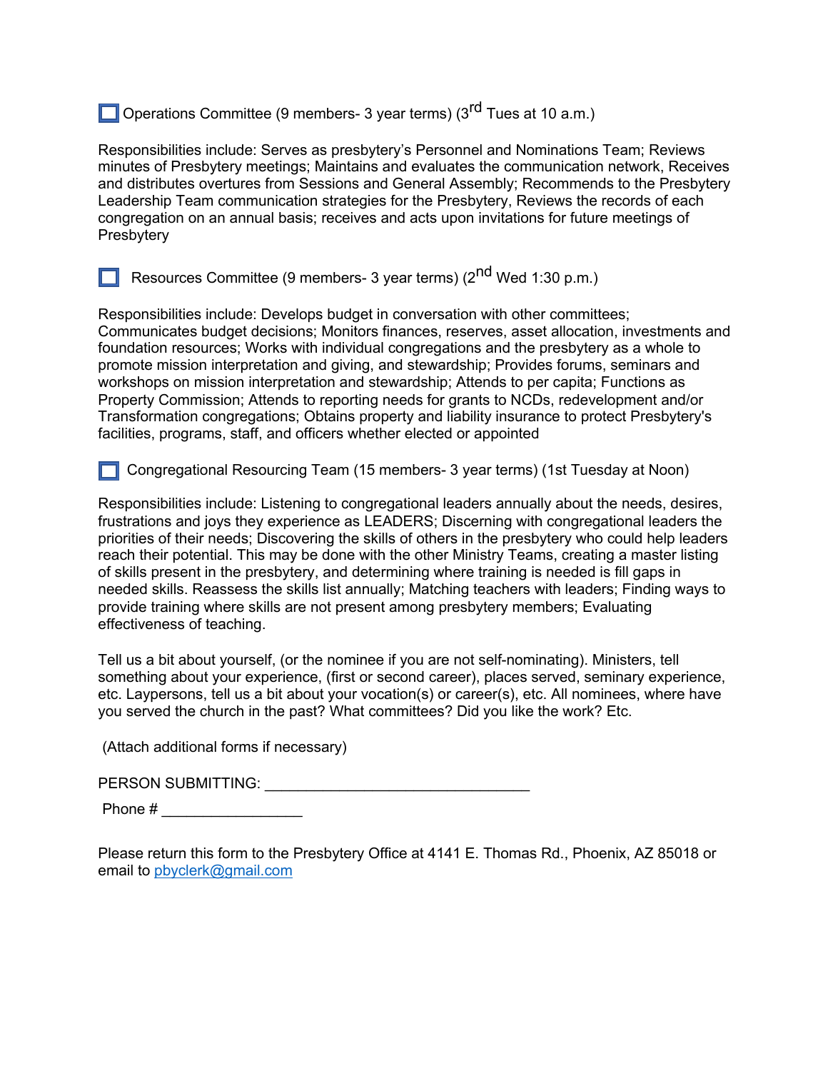☐ Operations Committee (9 members- 3 year terms) (3rd Tues at 10 a.m.)

Responsibilities include: Serves as presbytery's Personnel and Nominations Team; Reviews minutes of Presbytery meetings; Maintains and evaluates the communication network, Receives and distributes overtures from Sessions and General Assembly; Recommends to the Presbytery Leadership Team communication strategies for the Presbytery, Reviews the records of each congregation on an annual basis; receives and acts upon invitations for future meetings of Presbytery

☐ Resources Committee (9 members- 3 year terms) (2nd Wed 1:30 p.m.)

Responsibilities include: Develops budget in conversation with other committees; Communicates budget decisions; Monitors finances, reserves, asset allocation, investments and foundation resources; Works with individual congregations and the presbytery as a whole to promote mission interpretation and giving, and stewardship; Provides forums, seminars and workshops on mission interpretation and stewardship; Attends to per capita; Functions as Property Commission; Attends to reporting needs for grants to NCDs, redevelopment and/or Transformation congregations; Obtains property and liability insurance to protect Presbytery's facilities, programs, staff, and officers whether elected or appointed

☐ Congregational Resourcing Team (15 members- 3 year terms) (1st Tuesday at Noon)

Responsibilities include: Listening to congregational leaders annually about the needs, desires, frustrations and joys they experience as LEADERS; Discerning with congregational leaders the priorities of their needs; Discovering the skills of others in the presbytery who could help leaders reach their potential. This may be done with the other Ministry Teams, creating a master listing of skills present in the presbytery, and determining where training is needed is fill gaps in needed skills. Reassess the skills list annually; Matching teachers with leaders; Finding ways to provide training where skills are not present among presbytery members; Evaluating effectiveness of teaching.

Tell us a bit about yourself, (or the nominee if you are not self-nominating). Ministers, tell something about your experience, (first or second career), places served, seminary experience, etc. Laypersons, tell us a bit about your vocation(s) or career(s), etc. All nominees, where have you served the church in the past? What committees? Did you like the work? Etc.

(Attach additional forms if necessary)

PERSON SUBMITTING: ______________________________

Phone # ________________

Please return this form to the Presbytery Office at 4141 E. Thomas Rd., Phoenix, AZ 85018 or email to pbyclerk@gmail.com